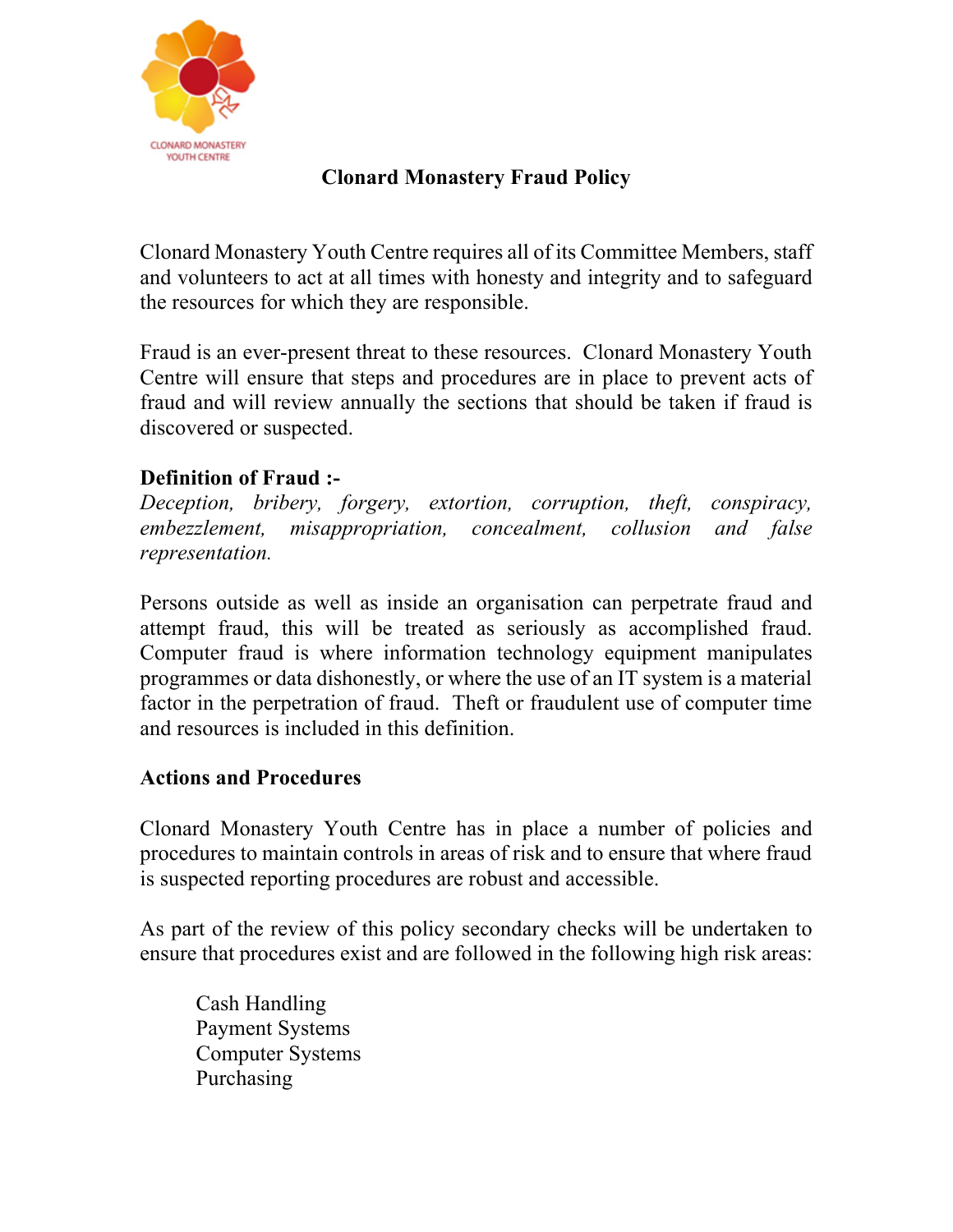# Clonard Monastery Fraud Policy

Clonard Monastery Youth Centre requires all of its Committee Members, staff and volunteers to act at all times with honesty and integrity and to safeguard the resources for which they are responsible.

Fraud is an ever-present threat to these resources. Clonard Monastery Youth Centre will ensure that steps and procedures are in place to prevent acts of fraud and will review annually the sections that should be taken if fraud is discovered or suspected.

**Definition of Fraud :-**
*Deception, bribery, forgery, extortion, corruption, theft, conspiracy, embezzlement, misappropriation, concealment, collusion and false representation.*

Persons outside as well as inside an organisation can perpetrate fraud and attempt fraud, this will be treated as seriously as accomplished fraud. Computer fraud is where information technology equipment manipulates programmes or data dishonestly, or where the use of an IT system is a material factor in the perpetration of fraud. Theft or fraudulent use of computer time and resources is included in this definition.

**Actions and Procedures**

Clonard Monastery Youth Centre has in place a number of policies and procedures to maintain controls in areas of risk and to ensure that where fraud is suspected reporting procedures are robust and accessible.

As part of the review of this policy secondary checks will be undertaken to ensure that procedures exist and are followed in the following high risk areas:

- Cash Handling
- Payment Systems
- Computer Systems
- Purchasing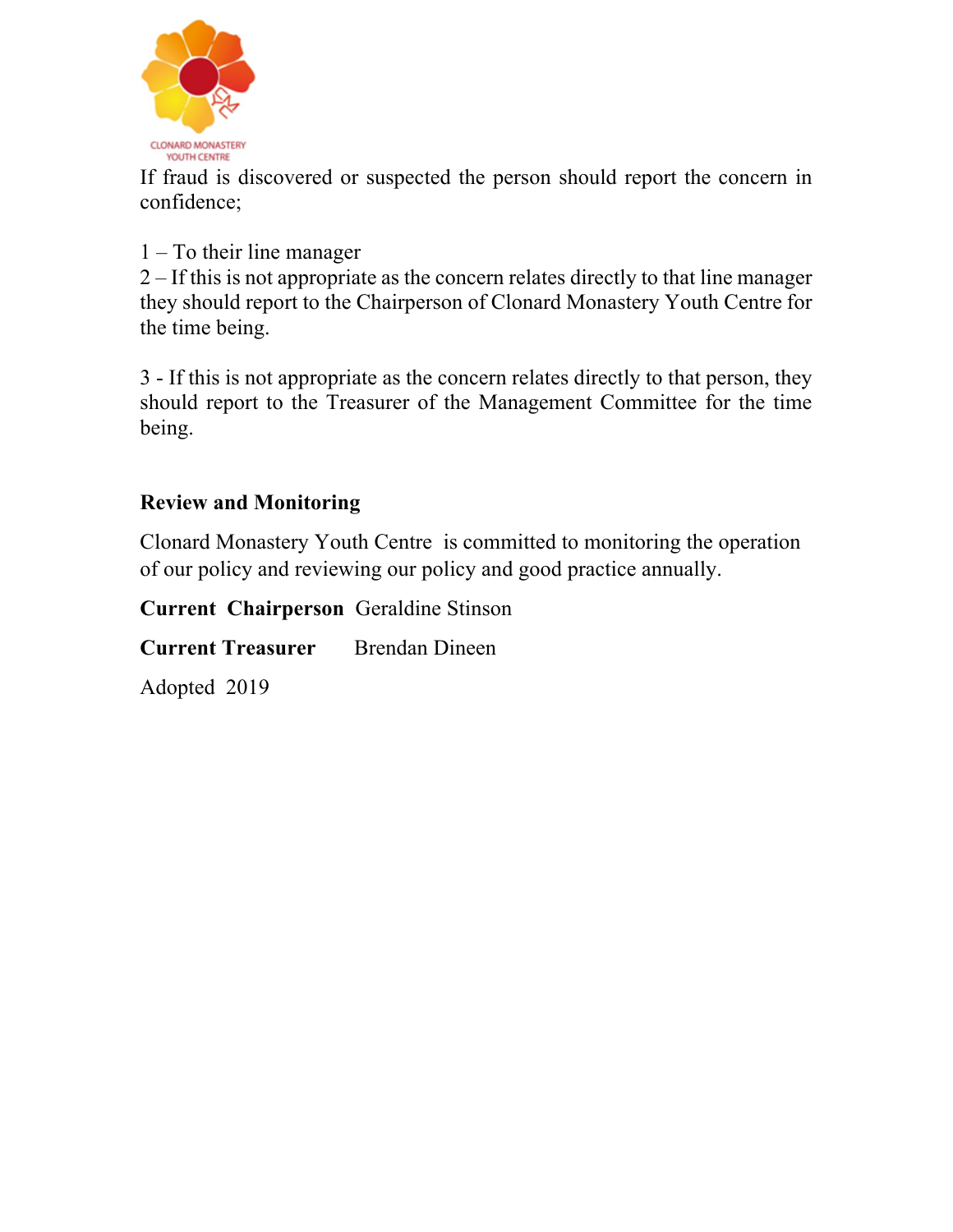If fraud is discovered or suspected the person should report the concern in confidence;

1 – To their line manager
2 – If this is not appropriate as the concern relates directly to that line manager they should report to the Chairperson of Clonard Monastery Youth Centre for the time being.

3 - If this is not appropriate as the concern relates directly to that person, they should report to the Treasurer of the Management Committee for the time being.

**Review and Monitoring**

Clonard Monastery Youth Centre is committed to monitoring the operation of our policy and reviewing our policy and good practice annually.

**Current Chairperson** Geraldine Stinson

**Current Treasurer** Brendan Dineen

Adopted 2019